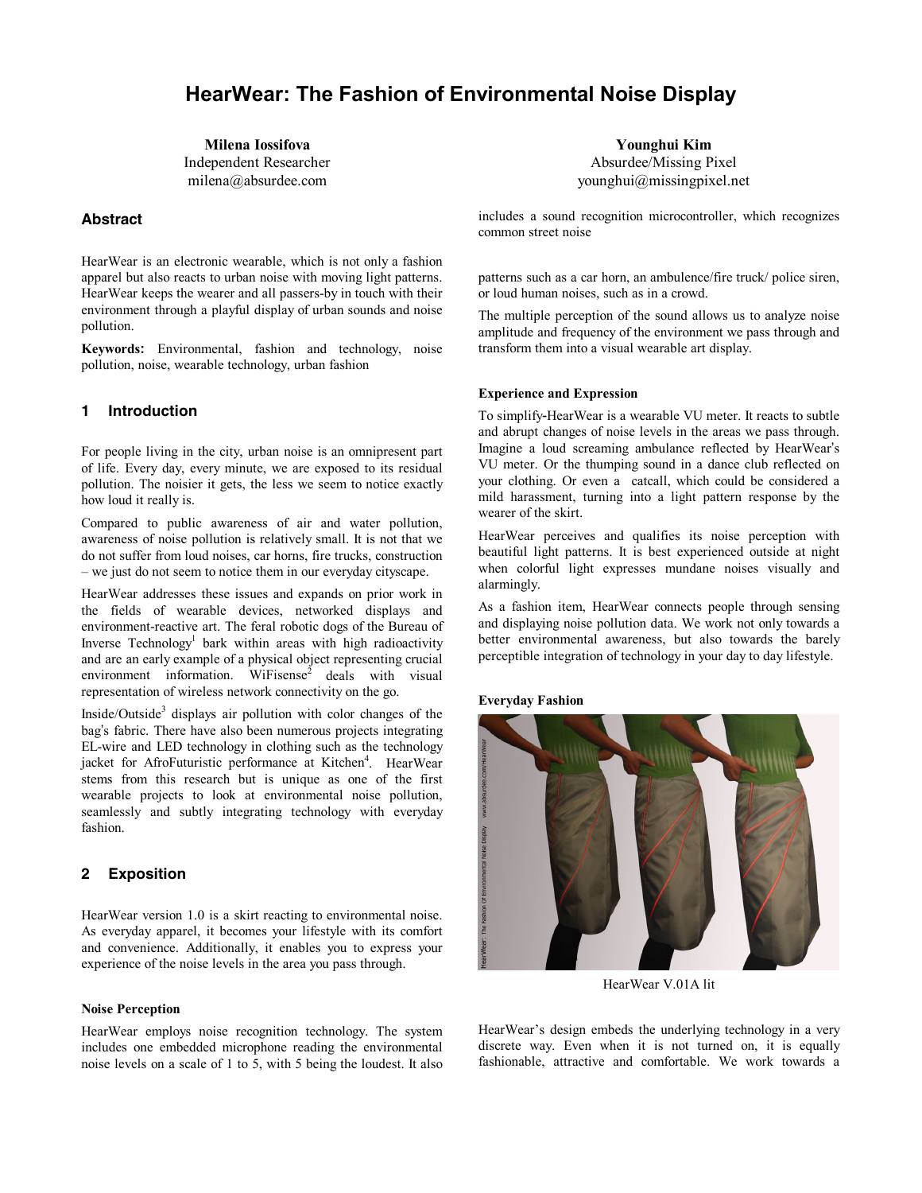# HearWear: The Fashion of Environmental Noise Display

**Milena Iossifova**
Independent Researcher
milena@absurdee.com

**Younghui Kim**
Absurdee/Missing Pixel
younghui@missingpixel.net

### Abstract

HearWear is an electronic wearable, which is not only a fashion apparel but also reacts to urban noise with moving light patterns. HearWear keeps the wearer and all passers-by in touch with their environment through a playful display of urban sounds and noise pollution.

**Keywords:** Environmental, fashion and technology, noise pollution, noise, wearable technology, urban fashion

## 1 Introduction

For people living in the city, urban noise is an omnipresent part of life. Every day, every minute, we are exposed to its residual pollution. The noisier it gets, the less we seem to notice exactly how loud it really is.

Compared to public awareness of air and water pollution, awareness of noise pollution is relatively small. It is not that we do not suffer from loud noises, car horns, fire trucks, construction – we just do not seem to notice them in our everyday cityscape.

HearWear addresses these issues and expands on prior work in the fields of wearable devices, networked displays and environment-reactive art. The feral robotic dogs of the Bureau of Inverse Technology[1] bark within areas with high radioactivity and are an early example of a physical object representing crucial environment information. WiFisense[2] deals with visual representation of wireless network connectivity on the go.

Inside/Outside[3] displays air pollution with color changes of the bag's fabric. There have also been numerous projects integrating EL-wire and LED technology in clothing such as the technology jacket for AfroFuturistic performance at Kitchen[4]. HearWear stems from this research but is unique as one of the first wearable projects to look at environmental noise pollution, seamlessly and subtly integrating technology with everyday fashion.

## 2 Exposition

HearWear version 1.0 is a skirt reacting to environmental noise. As everyday apparel, it becomes your lifestyle with its comfort and convenience. Additionally, it enables you to express your experience of the noise levels in the area you pass through.

#### Noise Perception

HearWear employs noise recognition technology. The system includes one embedded microphone reading the environmental noise levels on a scale of 1 to 5, with 5 being the loudest. It also includes a sound recognition microcontroller, which recognizes common street noise patterns such as a car horn, an ambulence/fire truck/ police siren, or loud human noises, such as in a crowd.

The multiple perception of the sound allows us to analyze noise amplitude and frequency of the environment we pass through and transform them into a visual wearable art display.

#### Experience and Expression

To simplify-HearWear is a wearable VU meter. It reacts to subtle and abrupt changes of noise levels in the areas we pass through. Imagine a loud screaming ambulance reflected by HearWear's VU meter. Or the thumping sound in a dance club reflected on your clothing. Or even a catcall, which could be considered a mild harassment, turning into a light pattern response by the wearer of the skirt.

HearWear perceives and qualifies its noise perception with beautiful light patterns. It is best experienced outside at night when colorful light expresses mundane noises visually and alarmingly.

As a fashion item, HearWear connects people through sensing and displaying noise pollution data. We work not only towards a better environmental awareness, but also towards the barely perceptible integration of technology in your day to day lifestyle.

#### Everyday Fashion

HearWear V.01A lit

HearWear's design embeds the underlying technology in a very discrete way. Even when it is not turned on, it is equally fashionable, attractive and comfortable. We work towards a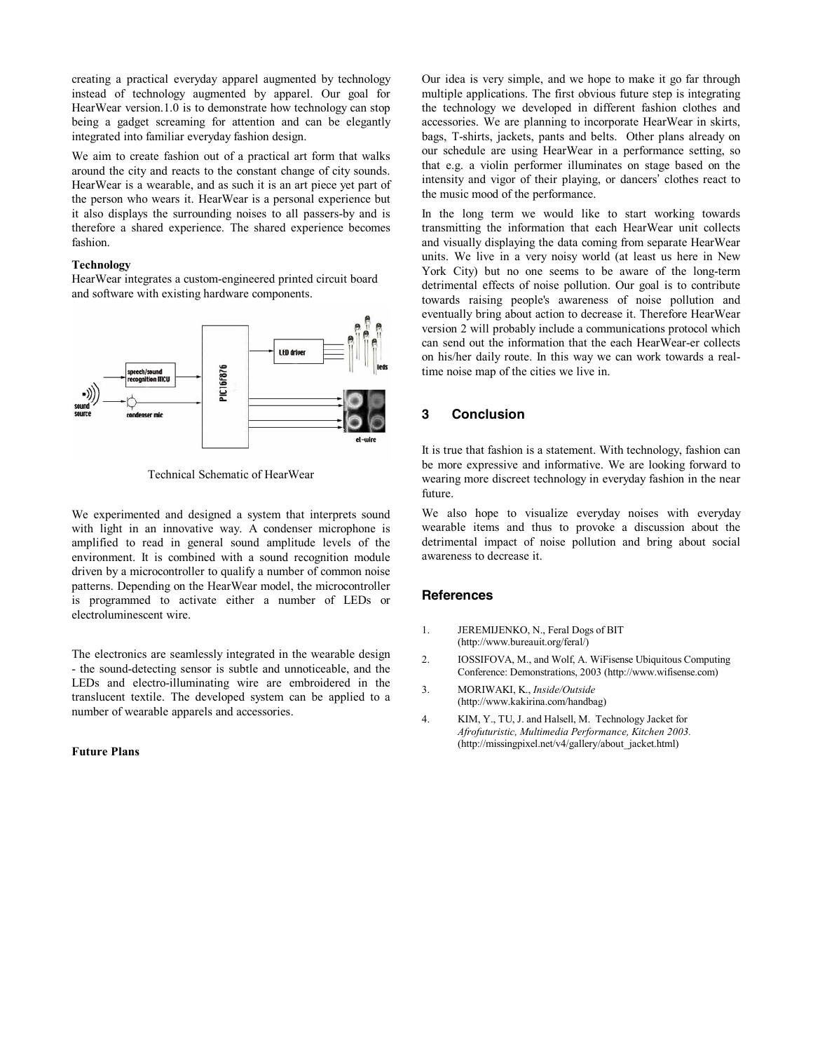creating a practical everyday apparel augmented by technology instead of technology augmented by apparel. Our goal for HearWear version.1.0 is to demonstrate how technology can stop being a gadget screaming for attention and can be elegantly integrated into familiar everyday fashion design.

We aim to create fashion out of a practical art form that walks around the city and reacts to the constant change of city sounds. HearWear is a wearable, and as such it is an art piece yet part of the person who wears it. HearWear is a personal experience but it also displays the surrounding noises to all passers-by and is therefore a shared experience. The shared experience becomes fashion.

**Technology**

HearWear integrates a custom-engineered printed circuit board and software with existing hardware components.

speech/sound recognition MCU

sound source

condenser mic

PIC16F876

LED driver

leds

el-wire

Technical Schematic of HearWear

We experimented and designed a system that interprets sound with light in an innovative way. A condenser microphone is amplified to read in general sound amplitude levels of the environment. It is combined with a sound recognition module driven by a microcontroller to qualify a number of common noise patterns. Depending on the HearWear model, the microcontroller is programmed to activate either a number of LEDs or electroluminescent wire.

The electronics are seamlessly integrated in the wearable design - the sound-detecting sensor is subtle and unnoticeable, and the LEDs and electro-illuminating wire are embroidered in the translucent textile. The developed system can be applied to a number of wearable apparels and accessories.

**Future Plans**

Our idea is very simple, and we hope to make it go far through multiple applications. The first obvious future step is integrating the technology we developed in different fashion clothes and accessories. We are planning to incorporate HearWear in skirts, bags, T-shirts, jackets, pants and belts. Other plans already on our schedule are using HearWear in a performance setting, so that e.g. a violin performer illuminates on stage based on the intensity and vigor of their playing, or dancers' clothes react to the music mood of the performance.

In the long term we would like to start working towards transmitting the information that each HearWear unit collects and visually displaying the data coming from separate HearWear units. We live in a very noisy world (at least us here in New York City) but no one seems to be aware of the long-term detrimental effects of noise pollution. Our goal is to contribute towards raising people's awareness of noise pollution and eventually bring about action to decrease it. Therefore HearWear version 2 will probably include a communications protocol which can send out the information that the each HearWear-er collects on his/her daily route. In this way we can work towards a real-time noise map of the cities we live in.

## 3 Conclusion

It is true that fashion is a statement. With technology, fashion can be more expressive and informative. We are looking forward to wearing more discreet technology in everyday fashion in the near future.

We also hope to visualize everyday noises with everyday wearable items and thus to provoke a discussion about the detrimental impact of noise pollution and bring about social awareness to decrease it.

## References

1. JEREMIJENKO, N., Feral Dogs of BIT (http://www.bureauit.org/feral/)
2. IOSSIFOVA, M., and Wolf, A. WiFisense Ubiquitous Computing Conference: Demonstrations, 2003 (http://www.wifisense.com)
3. MORIWAKI, K., *Inside/Outside* (http://www.kakirina.com/handbag)
4. KIM, Y., TU, J. and Halsell, M. Technology Jacket for *Afrofuturistic, Multimedia Performance, Kitchen 2003.* (http://missingpixel.net/v4/gallery/about_jacket.html)